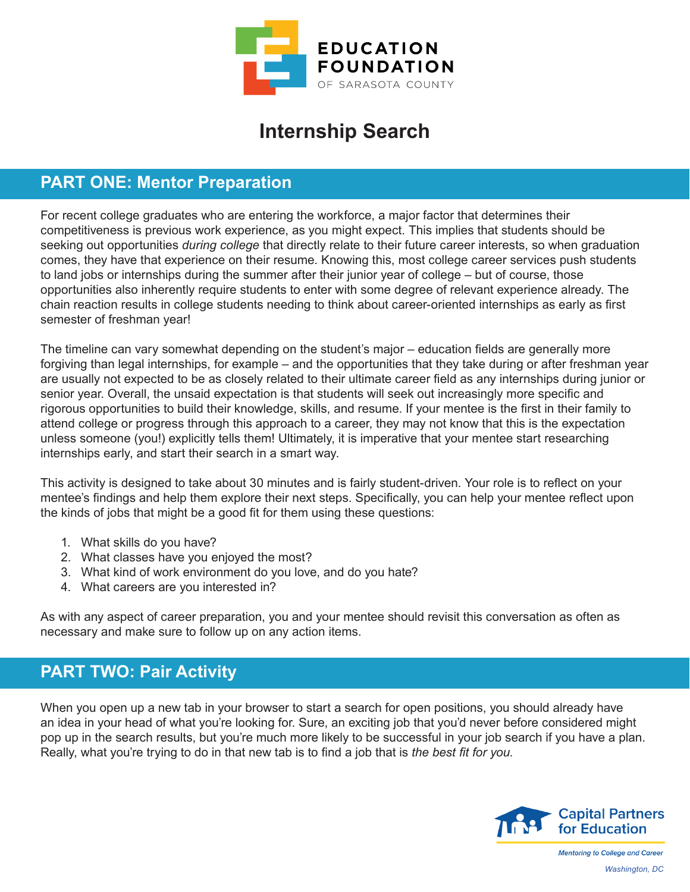EDUCATION FOUNDATION OF SARASOTA COUNTY

# Internship Search

## PART ONE: Mentor Preparation

For recent college graduates who are entering the workforce, a major factor that determines their competitiveness is previous work experience, as you might expect. This implies that students should be seeking out opportunities *during college* that directly relate to their future career interests, so when graduation comes, they have that experience on their resume. Knowing this, most college career services push students to land jobs or internships during the summer after their junior year of college – but of course, those opportunities also inherently require students to enter with some degree of relevant experience already. The chain reaction results in college students needing to think about career-oriented internships as early as first semester of freshman year!

The timeline can vary somewhat depending on the student's major – education fields are generally more forgiving than legal internships, for example – and the opportunities that they take during or after freshman year are usually not expected to be as closely related to their ultimate career field as any internships during junior or senior year. Overall, the unsaid expectation is that students will seek out increasingly more specific and rigorous opportunities to build their knowledge, skills, and resume. If your mentee is the first in their family to attend college or progress through this approach to a career, they may not know that this is the expectation unless someone (you!) explicitly tells them! Ultimately, it is imperative that your mentee start researching internships early, and start their search in a smart way.

This activity is designed to take about 30 minutes and is fairly student-driven. Your role is to reflect on your mentee's findings and help them explore their next steps. Specifically, you can help your mentee reflect upon the kinds of jobs that might be a good fit for them using these questions:

1. What skills do you have?
2. What classes have you enjoyed the most?
3. What kind of work environment do you love, and do you hate?
4. What careers are you interested in?

As with any aspect of career preparation, you and your mentee should revisit this conversation as often as necessary and make sure to follow up on any action items.

## PART TWO: Pair Activity

When you open up a new tab in your browser to start a search for open positions, you should already have an idea in your head of what you're looking for. Sure, an exciting job that you'd never before considered might pop up in the search results, but you're much more likely to be successful in your job search if you have a plan. Really, what you're trying to do in that new tab is to find a job that is *the best fit for you*.

Capital Partners for Education

*Mentoring to College and Career*

*Washington, DC*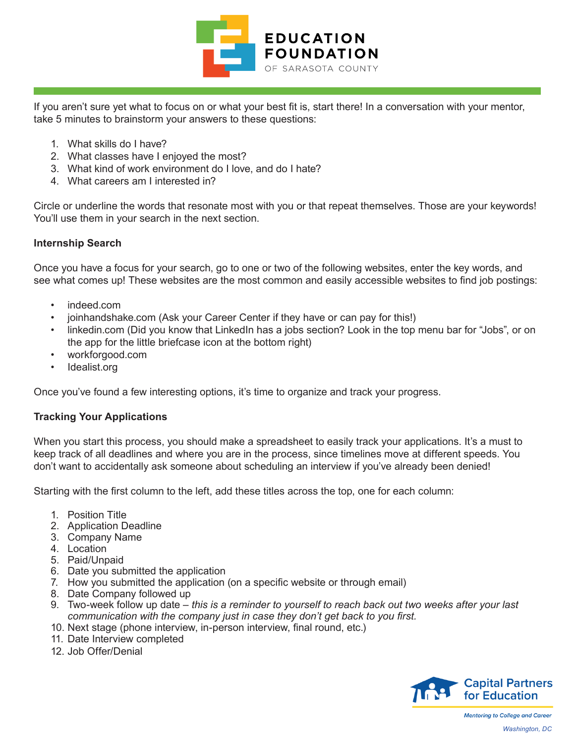If you aren't sure yet what to focus on or what your best fit is, start there! In a conversation with your mentor, take 5 minutes to brainstorm your answers to these questions:

1. What skills do I have?
2. What classes have I enjoyed the most?
3. What kind of work environment do I love, and do I hate?
4. What careers am I interested in?

Circle or underline the words that resonate most with you or that repeat themselves. Those are your keywords! You'll use them in your search in the next section.

**Internship Search**

Once you have a focus for your search, go to one or two of the following websites, enter the key words, and see what comes up! These websites are the most common and easily accessible websites to find job postings:

- indeed.com
- joinhandshake.com (Ask your Career Center if they have or can pay for this!)
- linkedin.com (Did you know that LinkedIn has a jobs section? Look in the top menu bar for "Jobs", or on the app for the little briefcase icon at the bottom right)
- workforgood.com
- Idealist.org

Once you've found a few interesting options, it's time to organize and track your progress.

**Tracking Your Applications**

When you start this process, you should make a spreadsheet to easily track your applications. It's a must to keep track of all deadlines and where you are in the process, since timelines move at different speeds. You don't want to accidentally ask someone about scheduling an interview if you've already been denied!

Starting with the first column to the left, add these titles across the top, one for each column:

1. Position Title
2. Application Deadline
3. Company Name
4. Location
5. Paid/Unpaid
6. Date you submitted the application
7. How you submitted the application (on a specific website or through email)
8. Date Company followed up
9. Two-week follow up date – *this is a reminder to yourself to reach back out two weeks after your last communication with the company just in case they don't get back to you first.*
10. Next stage (phone interview, in-person interview, final round, etc.)
11. Date Interview completed
12. Job Offer/Denial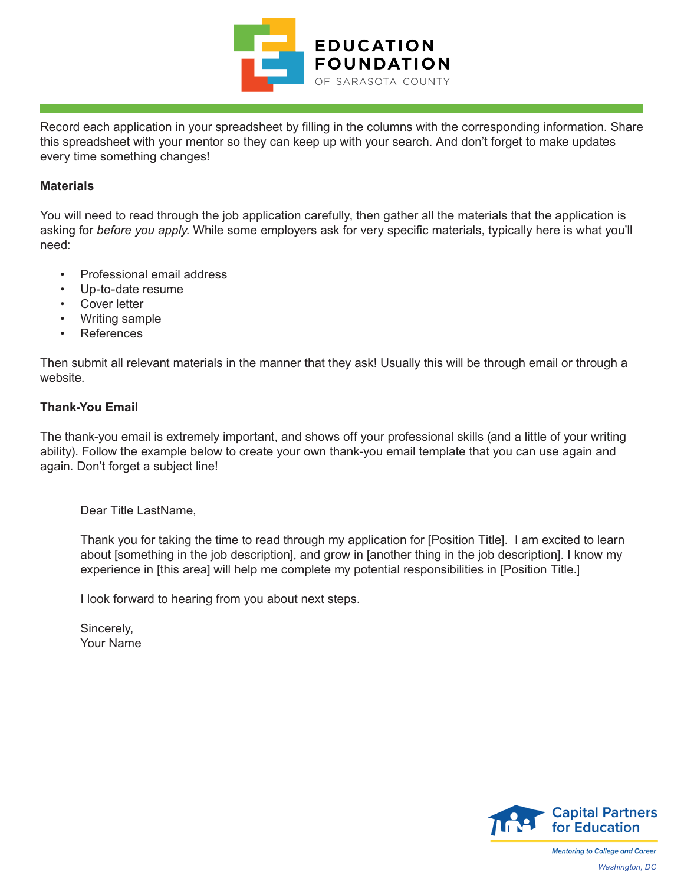Record each application in your spreadsheet by filling in the columns with the corresponding information. Share this spreadsheet with your mentor so they can keep up with your search. And don't forget to make updates every time something changes!

**Materials**

You will need to read through the job application carefully, then gather all the materials that the application is asking for *before you apply*. While some employers ask for very specific materials, typically here is what you'll need:

- Professional email address
- Up-to-date resume
- Cover letter
- Writing sample
- References

Then submit all relevant materials in the manner that they ask! Usually this will be through email or through a website.

**Thank-You Email**

The thank-you email is extremely important, and shows off your professional skills (and a little of your writing ability). Follow the example below to create your own thank-you email template that you can use again and again. Don't forget a subject line!

> Dear Title LastName,
>
> Thank you for taking the time to read through my application for [Position Title]. I am excited to learn about [something in the job description], and grow in [another thing in the job description]. I know my experience in [this area] will help me complete my potential responsibilities in [Position Title.]
>
> I look forward to hearing from you about next steps.
>
> Sincerely,
> Your Name